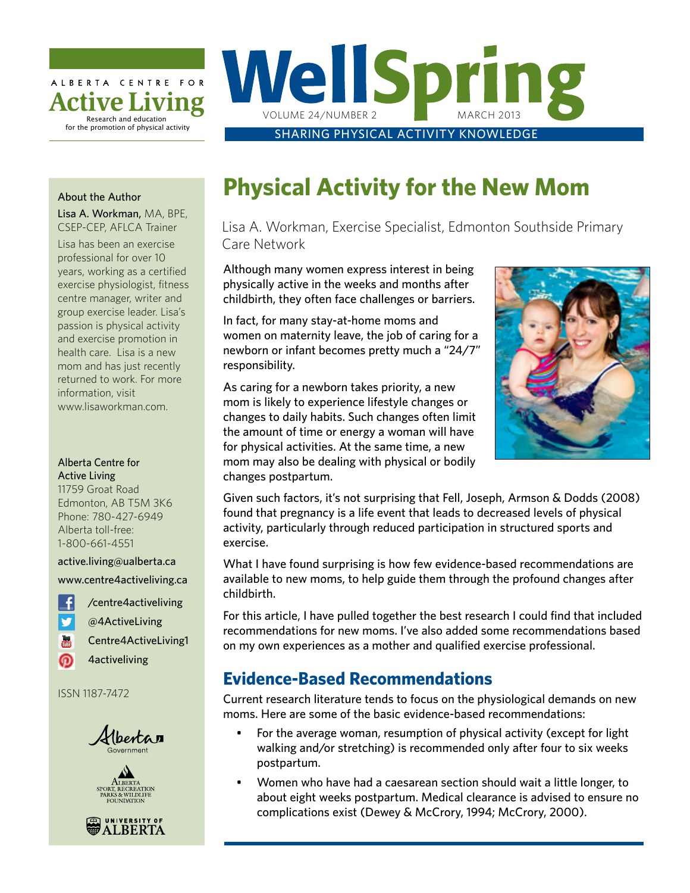ALBERTA CENTRE FOR **Active Living**
Research and education for the promotion of physical activity

# WellSpring

VOLUME 24/NUMBER 2 MARCH 2013

SHARING PHYSICAL ACTIVITY KNOWLEDGE

## Physical Activity for the New Mom

Lisa A. Workman, Exercise Specialist, Edmonton Southside Primary Care Network

Although many women express interest in being physically active in the weeks and months after childbirth, they often face challenges or barriers.

In fact, for many stay-at-home moms and women on maternity leave, the job of caring for a newborn or infant becomes pretty much a "24/7" responsibility.

As caring for a newborn takes priority, a new mom is likely to experience lifestyle changes or changes to daily habits. Such changes often limit the amount of time or energy a woman will have for physical activities. At the same time, a new mom may also be dealing with physical or bodily changes postpartum.

Given such factors, it's not surprising that Fell, Joseph, Armson & Dodds (2008) found that pregnancy is a life event that leads to decreased levels of physical activity, particularly through reduced participation in structured sports and exercise.

What I have found surprising is how few evidence-based recommendations are available to new moms, to help guide them through the profound changes after childbirth.

For this article, I have pulled together the best research I could find that included recommendations for new moms. I've also added some recommendations based on my own experiences as a mother and qualified exercise professional.

### Evidence-Based Recommendations

Current research literature tends to focus on the physiological demands on new moms. Here are some of the basic evidence-based recommendations:

- For the average woman, resumption of physical activity (except for light walking and/or stretching) is recommended only after four to six weeks postpartum.
- Women who have had a caesarean section should wait a little longer, to about eight weeks postpartum. Medical clearance is advised to ensure no complications exist (Dewey & McCrory, 1994; McCrory, 2000).

---

About the Author

**Lisa A. Workman,** MA, BPE, CSEP-CEP, AFLCA Trainer

Lisa has been an exercise professional for over 10 years, working as a certified exercise physiologist, fitness centre manager, writer and group exercise leader. Lisa's passion is physical activity and exercise promotion in health care. Lisa is a new mom and has just recently returned to work. For more information, visit www.lisaworkman.com.

Alberta Centre for Active Living
11759 Groat Road
Edmonton, AB T5M 3K6
Phone: 780-427-6949
Alberta toll-free: 1-800-661-4551

active.living@ualberta.ca

www.centre4activeliving.ca

/centre4activeliving

@4ActiveLiving

Centre4ActiveLiving1

4activeliving

ISSN 1187-7472

Alberta Government

Alberta Sport, Recreation Parks & Wildlife Foundation

University of Alberta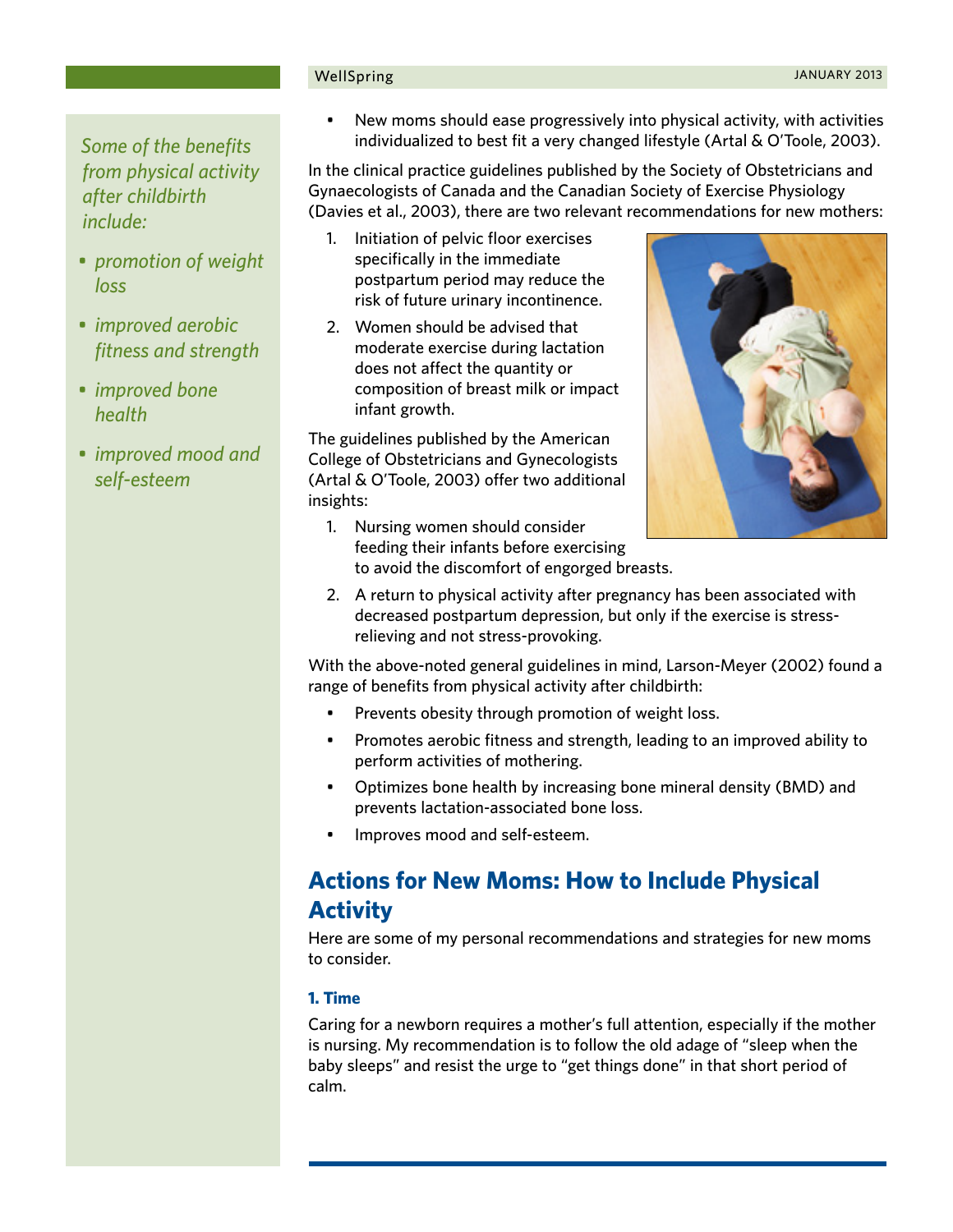*Some of the benefits from physical activity after childbirth include:*

- *promotion of weight loss*
- *improved aerobic fitness and strength*
- *improved bone health*
- *improved mood and self-esteem*

- New moms should ease progressively into physical activity, with activities individualized to best fit a very changed lifestyle (Artal & O'Toole, 2003).

In the clinical practice guidelines published by the Society of Obstetricians and Gynaecologists of Canada and the Canadian Society of Exercise Physiology (Davies et al., 2003), there are two relevant recommendations for new mothers:

1. Initiation of pelvic floor exercises specifically in the immediate postpartum period may reduce the risk of future urinary incontinence.
2. Women should be advised that moderate exercise during lactation does not affect the quantity or composition of breast milk or impact infant growth.

The guidelines published by the American College of Obstetricians and Gynecologists (Artal & O'Toole, 2003) offer two additional insights:

1. Nursing women should consider feeding their infants before exercising to avoid the discomfort of engorged breasts.
2. A return to physical activity after pregnancy has been associated with decreased postpartum depression, but only if the exercise is stress-relieving and not stress-provoking.

With the above-noted general guidelines in mind, Larson-Meyer (2002) found a range of benefits from physical activity after childbirth:

- Prevents obesity through promotion of weight loss.
- Promotes aerobic fitness and strength, leading to an improved ability to perform activities of mothering.
- Optimizes bone health by increasing bone mineral density (BMD) and prevents lactation-associated bone loss.
- Improves mood and self-esteem.

## Actions for New Moms: How to Include Physical Activity

Here are some of my personal recommendations and strategies for new moms to consider.

### 1. Time

Caring for a newborn requires a mother's full attention, especially if the mother is nursing. My recommendation is to follow the old adage of "sleep when the baby sleeps" and resist the urge to "get things done" in that short period of calm.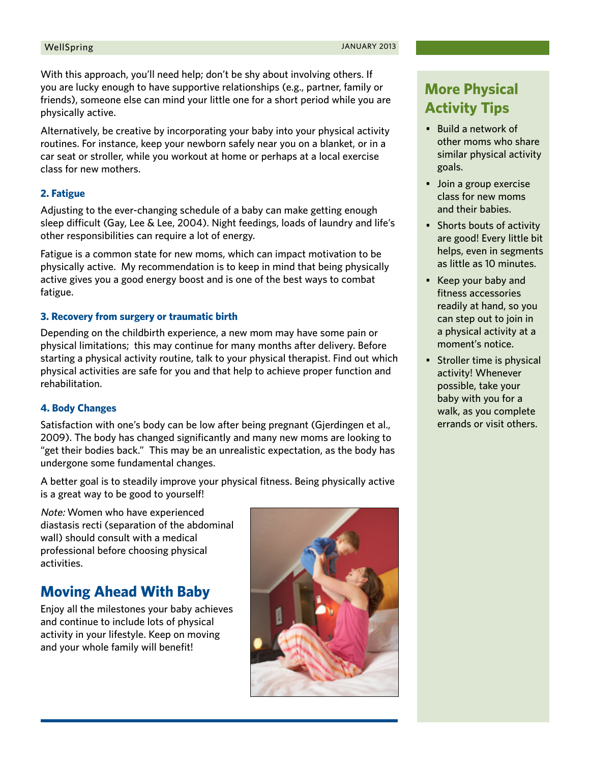With this approach, you'll need help; don't be shy about involving others. If you are lucky enough to have supportive relationships (e.g., partner, family or friends), someone else can mind your little one for a short period while you are physically active.

Alternatively, be creative by incorporating your baby into your physical activity routines. For instance, keep your newborn safely near you on a blanket, or in a car seat or stroller, while you workout at home or perhaps at a local exercise class for new mothers.

#### 2. Fatigue

Adjusting to the ever-changing schedule of a baby can make getting enough sleep difficult (Gay, Lee & Lee, 2004). Night feedings, loads of laundry and life's other responsibilities can require a lot of energy.

Fatigue is a common state for new moms, which can impact motivation to be physically active. My recommendation is to keep in mind that being physically active gives you a good energy boost and is one of the best ways to combat fatigue.

#### 3. Recovery from surgery or traumatic birth

Depending on the childbirth experience, a new mom may have some pain or physical limitations; this may continue for many months after delivery. Before starting a physical activity routine, talk to your physical therapist. Find out which physical activities are safe for you and that help to achieve proper function and rehabilitation.

#### 4. Body Changes

Satisfaction with one's body can be low after being pregnant (Gjerdingen et al., 2009). The body has changed significantly and many new moms are looking to "get their bodies back." This may be an unrealistic expectation, as the body has undergone some fundamental changes.

A better goal is to steadily improve your physical fitness. Being physically active is a great way to be good to yourself!

*Note:* Women who have experienced diastasis recti (separation of the abdominal wall) should consult with a medical professional before choosing physical activities.

## Moving Ahead With Baby

Enjoy all the milestones your baby achieves and continue to include lots of physical activity in your lifestyle. Keep on moving and your whole family will benefit!

## More Physical Activity Tips

- Build a network of other moms who share similar physical activity goals.
- Join a group exercise class for new moms and their babies.
- Shorts bouts of activity are good! Every little bit helps, even in segments as little as 10 minutes.
- Keep your baby and fitness accessories readily at hand, so you can step out to join in a physical activity at a moment's notice.
- Stroller time is physical activity! Whenever possible, take your baby with you for a walk, as you complete errands or visit others.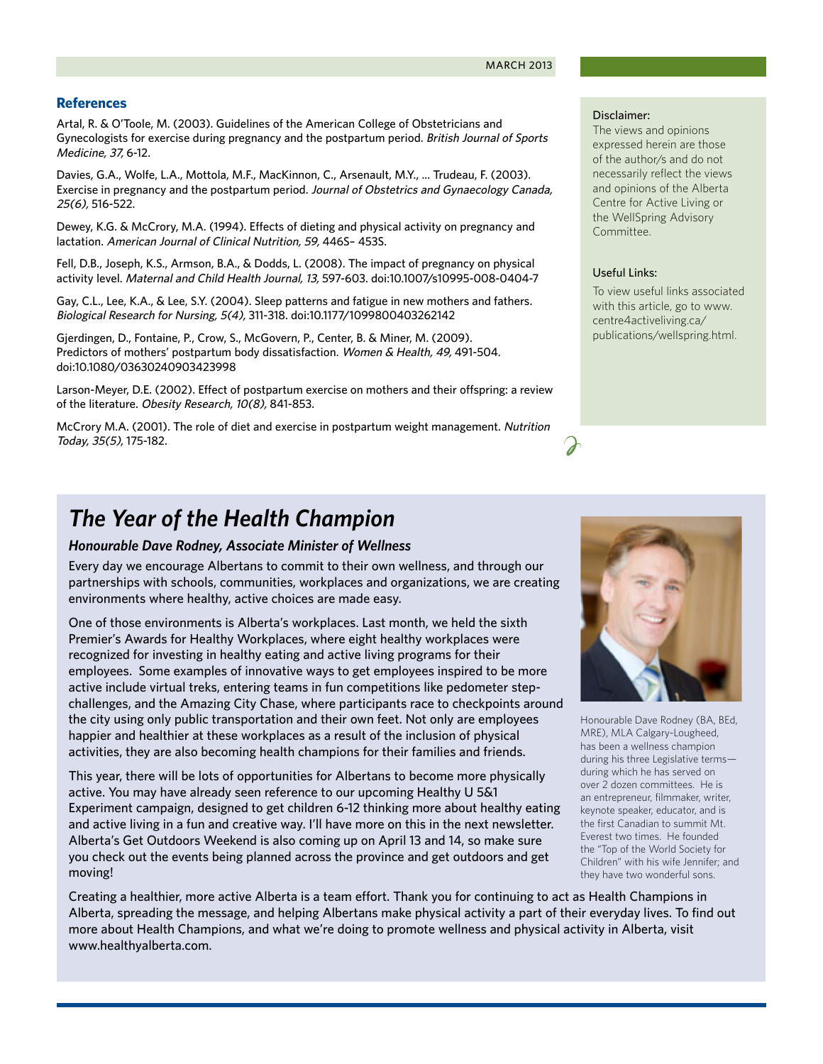## References

Artal, R. & O'Toole, M. (2003). Guidelines of the American College of Obstetricians and Gynecologists for exercise during pregnancy and the postpartum period. *British Journal of Sports Medicine, 37,* 6-12.

Davies, G.A., Wolfe, L.A., Mottola, M.F., MacKinnon, C., Arsenault, M.Y., ... Trudeau, F. (2003). Exercise in pregnancy and the postpartum period. *Journal of Obstetrics and Gynaecology Canada, 25(6),* 516-522.

Dewey, K.G. & McCrory, M.A. (1994). Effects of dieting and physical activity on pregnancy and lactation. *American Journal of Clinical Nutrition, 59,* 446S– 453S.

Fell, D.B., Joseph, K.S., Armson, B.A., & Dodds, L. (2008). The impact of pregnancy on physical activity level. *Maternal and Child Health Journal, 13,* 597-603. doi:10.1007/s10995-008-0404-7

Gay, C.L., Lee, K.A., & Lee, S.Y. (2004). Sleep patterns and fatigue in new mothers and fathers. *Biological Research for Nursing, 5(4),* 311-318. doi:10.1177/1099800403262142

Gjerdingen, D., Fontaine, P., Crow, S., McGovern, P., Center, B. & Miner, M. (2009). Predictors of mothers' postpartum body dissatisfaction. *Women & Health, 49,* 491-504. doi:10.1080/03630240903423998

Larson-Meyer, D.E. (2002). Effect of postpartum exercise on mothers and their offspring: a review of the literature. *Obesity Research, 10(8),* 841-853.

McCrory M.A. (2001). The role of diet and exercise in postpartum weight management. *Nutrition Today, 35(5),* 175-182.

Disclaimer:
The views and opinions expressed herein are those of the author/s and do not necessarily reflect the views and opinions of the Alberta Centre for Active Living or the WellSpring Advisory Committee.

Useful Links:
To view useful links associated with this article, go to www.centre4activeliving.ca/publications/wellspring.html.

# *The Year of the Health Champion*

***Honourable Dave Rodney, Associate Minister of Wellness***

Every day we encourage Albertans to commit to their own wellness, and through our partnerships with schools, communities, workplaces and organizations, we are creating environments where healthy, active choices are made easy.

One of those environments is Alberta's workplaces. Last month, we held the sixth Premier's Awards for Healthy Workplaces, where eight healthy workplaces were recognized for investing in healthy eating and active living programs for their employees. Some examples of innovative ways to get employees inspired to be more active include virtual treks, entering teams in fun competitions like pedometer step-challenges, and the Amazing City Chase, where participants race to checkpoints around the city using only public transportation and their own feet. Not only are employees happier and healthier at these workplaces as a result of the inclusion of physical activities, they are also becoming health champions for their families and friends.

This year, there will be lots of opportunities for Albertans to become more physically active. You may have already seen reference to our upcoming Healthy U 5&1 Experiment campaign, designed to get children 6-12 thinking more about healthy eating and active living in a fun and creative way. I'll have more on this in the next newsletter. Alberta's Get Outdoors Weekend is also coming up on April 13 and 14, so make sure you check out the events being planned across the province and get outdoors and get moving!

Honourable Dave Rodney (BA, BEd, MRE), MLA Calgary-Lougheed, has been a wellness champion during his three Legislative terms—during which he has served on over 2 dozen committees. He is an entrepreneur, filmmaker, writer, keynote speaker, educator, and is the first Canadian to summit Mt. Everest two times. He founded the "Top of the World Society for Children" with his wife Jennifer; and they have two wonderful sons.

Creating a healthier, more active Alberta is a team effort. Thank you for continuing to act as Health Champions in Alberta, spreading the message, and helping Albertans make physical activity a part of their everyday lives. To find out more about Health Champions, and what we're doing to promote wellness and physical activity in Alberta, visit www.healthyalberta.com.